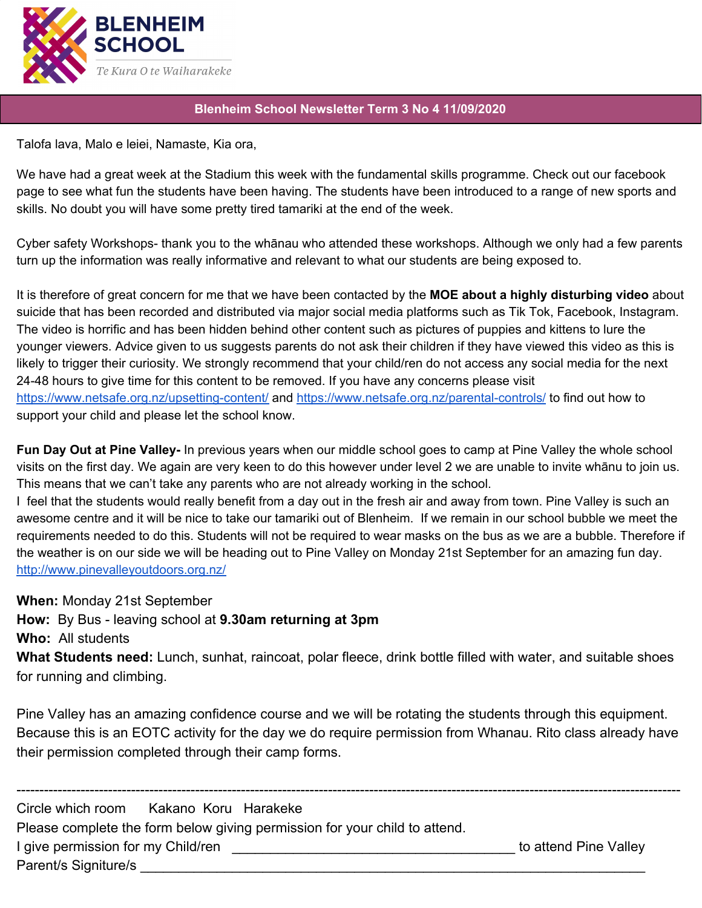# BLENHEIM SCHOOL

*Te Kura O te Waiharakeke*

**Blenheim School Newsletter Term 3 No 4 11/09/2020**

Talofa lava, Malo e leiei, Namaste, Kia ora,

We have had a great week at the Stadium this week with the fundamental skills programme. Check out our facebook page to see what fun the students have been having. The students have been introduced to a range of new sports and skills. No doubt you will have some pretty tired tamariki at the end of the week.

Cyber safety Workshops- thank you to the whānau who attended these workshops. Although we only had a few parents turn up the information was really informative and relevant to what our students are being exposed to.

It is therefore of great concern for me that we have been contacted by the **MOE about a highly disturbing video** about suicide that has been recorded and distributed via major social media platforms such as Tik Tok, Facebook, Instagram. The video is horrific and has been hidden behind other content such as pictures of puppies and kittens to lure the younger viewers. Advice given to us suggests parents do not ask their children if they have viewed this video as this is likely to trigger their curiosity. We strongly recommend that your child/ren do not access any social media for the next 24-48 hours to give time for this content to be removed. If you have any concerns please visit https://www.netsafe.org.nz/upsetting-content/ and https://www.netsafe.org.nz/parental-controls/ to find out how to support your child and please let the school know.

**Fun Day Out at Pine Valley-** In previous years when our middle school goes to camp at Pine Valley the whole school visits on the first day. We again are very keen to do this however under level 2 we are unable to invite whānu to join us. This means that we can't take any parents who are not already working in the school.
I feel that the students would really benefit from a day out in the fresh air and away from town. Pine Valley is such an awesome centre and it will be nice to take our tamariki out of Blenheim. If we remain in our school bubble we meet the requirements needed to do this. Students will not be required to wear masks on the bus as we are a bubble. Therefore if the weather is on our side we will be heading out to Pine Valley on Monday 21st September for an amazing fun day.
http://www.pinevalleyoutdoors.org.nz/

**When:** Monday 21st September
**How:** By Bus - leaving school at **9.30am returning at 3pm**
**Who:** All students
**What Students need:** Lunch, sunhat, raincoat, polar fleece, drink bottle filled with water, and suitable shoes for running and climbing.

Pine Valley has an amazing confidence course and we will be rotating the students through this equipment. Because this is an EOTC activity for the day we do require permission from Whanau. Rito class already have their permission completed through their camp forms.

---

Circle which room Kakano Koru Harakeke
Please complete the form below giving permission for your child to attend.
I give permission for my Child/ren ______________________________________ to attend Pine Valley
Parent/s Signiture/s ____________________________________________________________________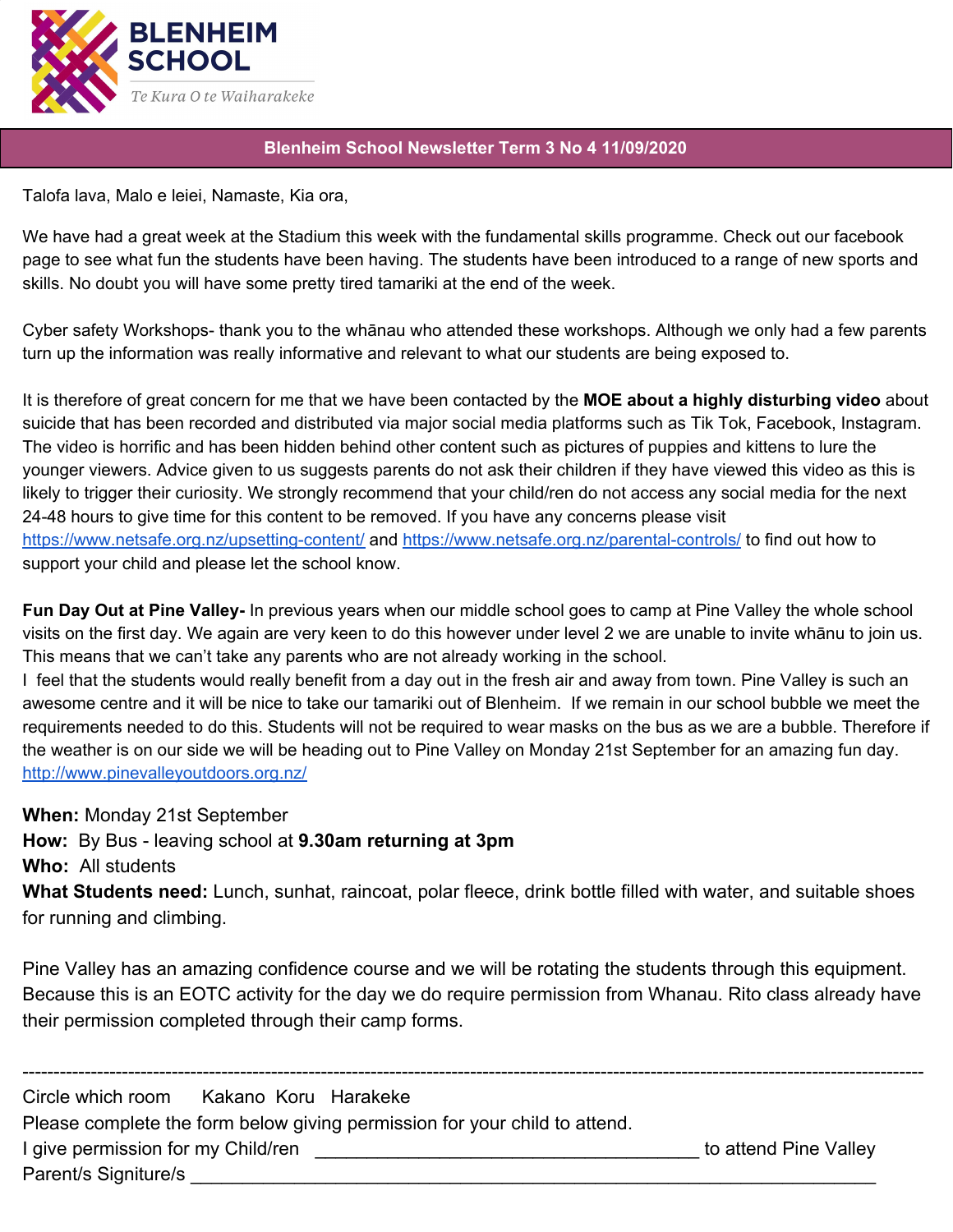**BLENHEIM SCHOOL**

*Te Kura O te Waiharakeke*

**Blenheim School Newsletter Term 3 No 4 11/09/2020**

Talofa lava, Malo e leiei, Namaste, Kia ora,

We have had a great week at the Stadium this week with the fundamental skills programme. Check out our facebook page to see what fun the students have been having. The students have been introduced to a range of new sports and skills. No doubt you will have some pretty tired tamariki at the end of the week.

Cyber safety Workshops- thank you to the whānau who attended these workshops. Although we only had a few parents turn up the information was really informative and relevant to what our students are being exposed to.

It is therefore of great concern for me that we have been contacted by the **MOE about a highly disturbing video** about suicide that has been recorded and distributed via major social media platforms such as Tik Tok, Facebook, Instagram. The video is horrific and has been hidden behind other content such as pictures of puppies and kittens to lure the younger viewers. Advice given to us suggests parents do not ask their children if they have viewed this video as this is likely to trigger their curiosity. We strongly recommend that your child/ren do not access any social media for the next 24-48 hours to give time for this content to be removed. If you have any concerns please visit https://www.netsafe.org.nz/upsetting-content/ and https://www.netsafe.org.nz/parental-controls/ to find out how to support your child and please let the school know.

**Fun Day Out at Pine Valley-** In previous years when our middle school goes to camp at Pine Valley the whole school visits on the first day. We again are very keen to do this however under level 2 we are unable to invite whānu to join us. This means that we can't take any parents who are not already working in the school.
I feel that the students would really benefit from a day out in the fresh air and away from town. Pine Valley is such an awesome centre and it will be nice to take our tamariki out of Blenheim. If we remain in our school bubble we meet the requirements needed to do this. Students will not be required to wear masks on the bus as we are a bubble. Therefore if the weather is on our side we will be heading out to Pine Valley on Monday 21st September for an amazing fun day.
http://www.pinevalleyoutdoors.org.nz/

**When:** Monday 21st September
**How:** By Bus - leaving school at **9.30am returning at 3pm**
**Who:** All students
**What Students need:** Lunch, sunhat, raincoat, polar fleece, drink bottle filled with water, and suitable shoes for running and climbing.

Pine Valley has an amazing confidence course and we will be rotating the students through this equipment. Because this is an EOTC activity for the day we do require permission from Whanau. Rito class already have their permission completed through their camp forms.

---

Circle which room Kakano Koru Harakeke
Please complete the form below giving permission for your child to attend.
I give permission for my Child/ren ______________________________ to attend Pine Valley
Parent/s Signiture/s ________________________________________________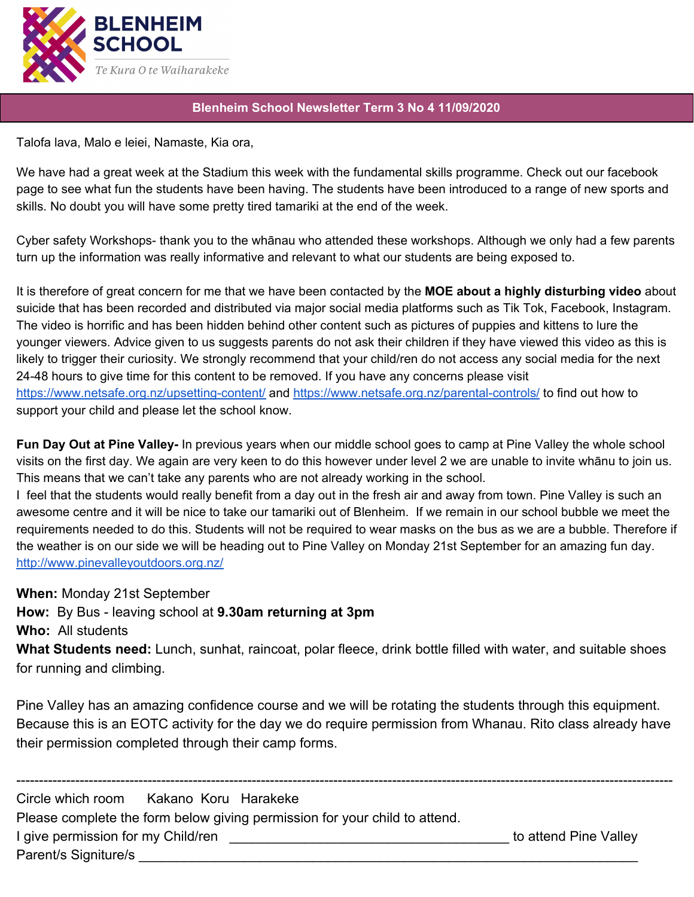# BLENHEIM SCHOOL

*Te Kura O te Waiharakeke*

**Blenheim School Newsletter Term 3 No 4 11/09/2020**

Talofa lava, Malo e leiei, Namaste, Kia ora,

We have had a great week at the Stadium this week with the fundamental skills programme. Check out our facebook page to see what fun the students have been having. The students have been introduced to a range of new sports and skills. No doubt you will have some pretty tired tamariki at the end of the week.

Cyber safety Workshops- thank you to the whānau who attended these workshops. Although we only had a few parents turn up the information was really informative and relevant to what our students are being exposed to.

It is therefore of great concern for me that we have been contacted by the **MOE about a highly disturbing video** about suicide that has been recorded and distributed via major social media platforms such as Tik Tok, Facebook, Instagram. The video is horrific and has been hidden behind other content such as pictures of puppies and kittens to lure the younger viewers. Advice given to us suggests parents do not ask their children if they have viewed this video as this is likely to trigger their curiosity. We strongly recommend that your child/ren do not access any social media for the next 24-48 hours to give time for this content to be removed. If you have any concerns please visit https://www.netsafe.org.nz/upsetting-content/ and https://www.netsafe.org.nz/parental-controls/ to find out how to support your child and please let the school know.

**Fun Day Out at Pine Valley-** In previous years when our middle school goes to camp at Pine Valley the whole school visits on the first day. We again are very keen to do this however under level 2 we are unable to invite whānu to join us. This means that we can't take any parents who are not already working in the school.
I feel that the students would really benefit from a day out in the fresh air and away from town. Pine Valley is such an awesome centre and it will be nice to take our tamariki out of Blenheim. If we remain in our school bubble we meet the requirements needed to do this. Students will not be required to wear masks on the bus as we are a bubble. Therefore if the weather is on our side we will be heading out to Pine Valley on Monday 21st September for an amazing fun day. http://www.pinevalleyoutdoors.org.nz/

**When:** Monday 21st September
**How:** By Bus - leaving school at **9.30am returning at 3pm**
**Who:** All students
**What Students need:** Lunch, sunhat, raincoat, polar fleece, drink bottle filled with water, and suitable shoes for running and climbing.

Pine Valley has an amazing confidence course and we will be rotating the students through this equipment. Because this is an EOTC activity for the day we do require permission from Whanau. Rito class already have their permission completed through their camp forms.

---

Circle which room Kakano Koru Harakeke
Please complete the form below giving permission for your child to attend.
I give permission for my Child/ren ______________________________________ to attend Pine Valley
Parent/s Signiture/s ____________________________________________________________________